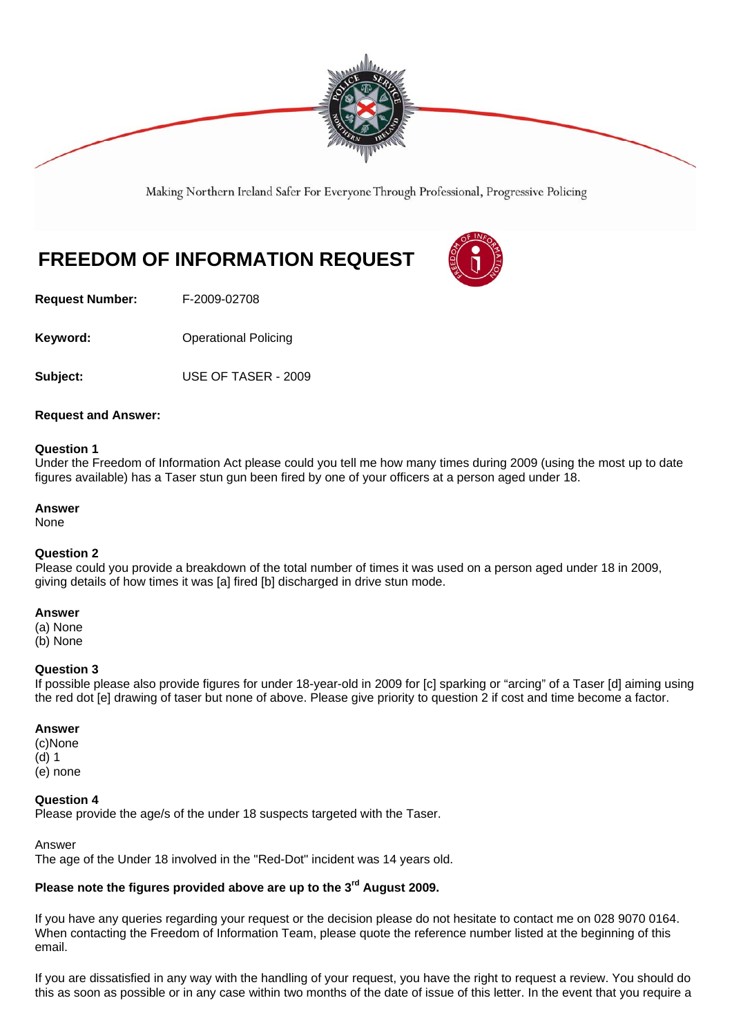Making Northern Ireland Safer For Everyone Through Professional, Progressive Policing

# FREEDOM OF INFORMATION REQUEST

**Request Number:** F-2009-02708

**Keyword:** Operational Policing

**Subject:** USE OF TASER - 2009

**Request and Answer:**

**Question 1**
Under the Freedom of Information Act please could you tell me how many times during 2009 (using the most up to date figures available) has a Taser stun gun been fired by one of your officers at a person aged under 18.

**Answer**
None

**Question 2**
Please could you provide a breakdown of the total number of times it was used on a person aged under 18 in 2009, giving details of how times it was [a] fired [b] discharged in drive stun mode.

**Answer**
(a) None
(b) None

**Question 3**
If possible please also provide figures for under 18-year-old in 2009 for [c] sparking or "arcing" of a Taser [d] aiming using the red dot [e] drawing of taser but none of above. Please give priority to question 2 if cost and time become a factor.

**Answer**
(c)None
(d) 1
(e) none

**Question 4**
Please provide the age/s of the under 18 suspects targeted with the Taser.

Answer
The age of the Under 18 involved in the "Red-Dot" incident was 14 years old.

**Please note the figures provided above are up to the 3rd August 2009.**

If you have any queries regarding your request or the decision please do not hesitate to contact me on 028 9070 0164. When contacting the Freedom of Information Team, please quote the reference number listed at the beginning of this email.

If you are dissatisfied in any way with the handling of your request, you have the right to request a review. You should do this as soon as possible or in any case within two months of the date of issue of this letter. In the event that you require a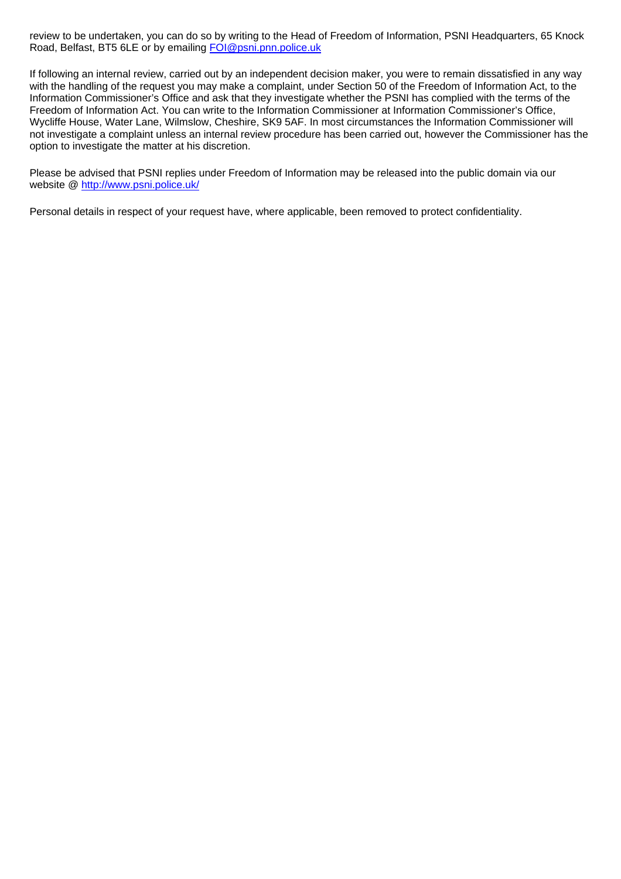review to be undertaken, you can do so by writing to the Head of Freedom of Information, PSNI Headquarters, 65 Knock Road, Belfast, BT5 6LE or by emailing FOI@psni.pnn.police.uk

If following an internal review, carried out by an independent decision maker, you were to remain dissatisfied in any way with the handling of the request you may make a complaint, under Section 50 of the Freedom of Information Act, to the Information Commissioner's Office and ask that they investigate whether the PSNI has complied with the terms of the Freedom of Information Act. You can write to the Information Commissioner at Information Commissioner's Office, Wycliffe House, Water Lane, Wilmslow, Cheshire, SK9 5AF. In most circumstances the Information Commissioner will not investigate a complaint unless an internal review procedure has been carried out, however the Commissioner has the option to investigate the matter at his discretion.

Please be advised that PSNI replies under Freedom of Information may be released into the public domain via our website @ http://www.psni.police.uk/

Personal details in respect of your request have, where applicable, been removed to protect confidentiality.